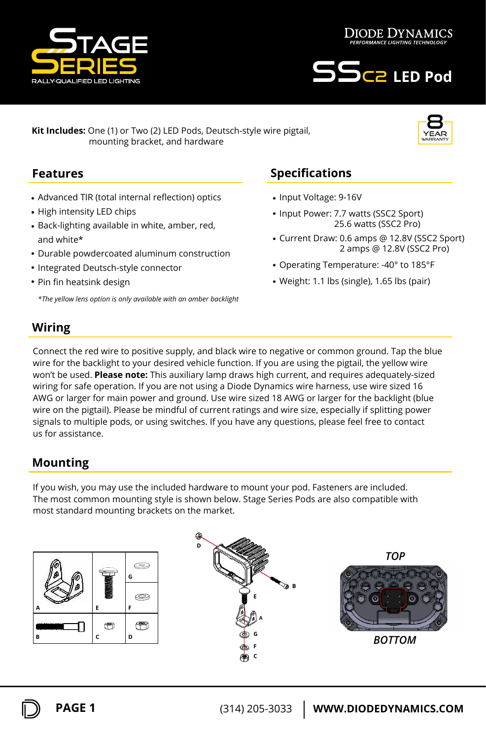# STAGE SERIES

RALLY-QUALIFIED LED LIGHTING

DIODE DYNAMICS

PERFORMANCE LIGHTING TECHNOLOGY

# SSC2 LED Pod

**Kit Includes:** One (1) or Two (2) LED Pods, Deutsch-style wire pigtail, mounting bracket, and hardware

8 YEAR WARRANTY

## Features

- Advanced TIR (total internal reflection) optics
- High intensity LED chips
- Back-lighting available in white, amber, red, and white*
- Durable powdercoated aluminum construction
- Integrated Deutsch-style connector
- Pin fin heatsink design

*\*The yellow lens option is only available with an amber backlight*

## Specifications

- Input Voltage: 9-16V
- Input Power: 7.7 watts (SSC2 Sport)
  25.6 watts (SSC2 Pro)
- Current Draw: 0.6 amps @ 12.8V (SSC2 Sport)
  2 amps @ 12.8V (SSC2 Pro)
- Operating Temperature: -40° to 185°F
- Weight: 1.1 lbs (single), 1.65 lbs (pair)

## Wiring

Connect the red wire to positive supply, and black wire to negative or common ground. Tap the blue wire for the backlight to your desired vehicle function. If you are using the pigtail, the yellow wire won't be used. **Please note:** This auxiliary lamp draws high current, and requires adequately-sized wiring for safe operation. If you are not using a Diode Dynamics wire harness, use wire sized 16 AWG or larger for main power and ground. Use wire sized 18 AWG or larger for the backlight (blue wire on the pigtail). Please be mindful of current ratings and wire size, especially if splitting power signals to multiple pods, or using switches. If you have any questions, please feel free to contact us for assistance.

## Mounting

If you wish, you may use the included hardware to mount your pod. Fasteners are included. The most common mounting style is shown below. Stage Series Pods are also compatible with most standard mounting brackets on the market.

A E G F B C D

D B E A G F C

TOP

BOTTOM

PAGE 1 (314) 205-3033 | WWW.DIODEDYNAMICS.COM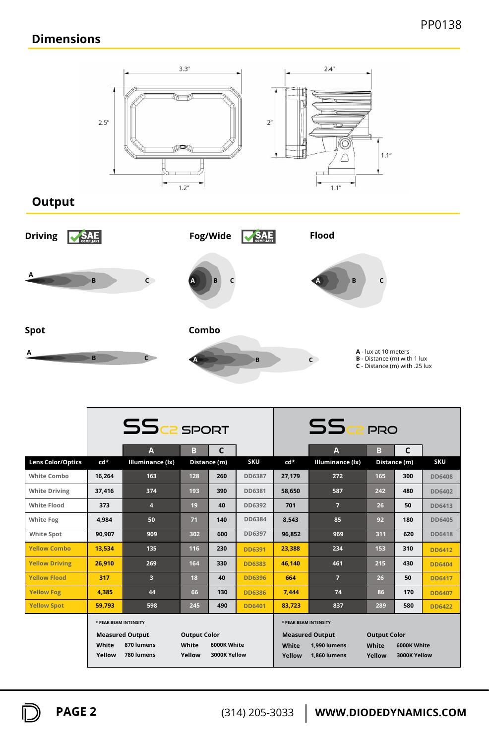## Dimensions

3.3"
2.5"
1.2"
2.4"
2"
1.1"
1.1"

## Output

**Driving** SAE COMPLIANT

A B C

**Fog/Wide** SAE COMPLIANT

A B C

**Flood**

A B C

**Spot**

A B C

**Combo**

A B C

**A** - lux at 10 meters
**B** - Distance (m) with 1 lux
**C** - Distance (m) with .25 lux

| | SSC2 SPORT | | | | | SSC2 PRO | | | | |
|---|---|---|---|---|---|---|---|---|---|---|
| | | A | B | C | | | A | B | C | |
| Lens Color/Optics | cd* | Illuminance (lx) | Distance (m) | | SKU | cd* | Illuminance (lx) | Distance (m) | | SKU |
| White Combo | 16,264 | 163 | 128 | 260 | DD6387 | 27,179 | 272 | 165 | 300 | DD6408 |
| White Driving | 37,416 | 374 | 193 | 390 | DD6381 | 58,650 | 587 | 242 | 480 | DD6402 |
| White Flood | 373 | 4 | 19 | 40 | DD6392 | 701 | 7 | 26 | 50 | DD6413 |
| White Fog | 4,984 | 50 | 71 | 140 | DD6384 | 8,543 | 85 | 92 | 180 | DD6405 |
| White Spot | 90,907 | 909 | 302 | 600 | DD6397 | 96,852 | 969 | 311 | 620 | DD6418 |
| Yellow Combo | 13,534 | 135 | 116 | 230 | DD6391 | 23,388 | 234 | 153 | 310 | DD6412 |
| Yellow Driving | 26,910 | 269 | 164 | 330 | DD6383 | 46,140 | 461 | 215 | 430 | DD6404 |
| Yellow Flood | 317 | 3 | 18 | 40 | DD6396 | 664 | 7 | 26 | 50 | DD6417 |
| Yellow Fog | 4,385 | 44 | 66 | 130 | DD6386 | 7,444 | 74 | 86 | 170 | DD6407 |
| Yellow Spot | 59,793 | 598 | 245 | 490 | DD6401 | 83,723 | 837 | 289 | 580 | DD6422 |

**SS C2 SPORT**

* PEAK BEAM INTENSITY

| Measured Output | | Output Color | |
|---|---|---|---|
| White | 870 lumens | White | 6000K White |
| Yellow | 780 lumens | Yellow | 3000K Yellow |

**SS C2 PRO**

* PEAK BEAM INTENSITY

| Measured Output | | Output Color | |
|---|---|---|---|
| White | 1,990 lumens | White | 6000K White |
| Yellow | 1,860 lumens | Yellow | 3000K Yellow |

(314) 205-3033 | WWW.DIODEDYNAMICS.COM